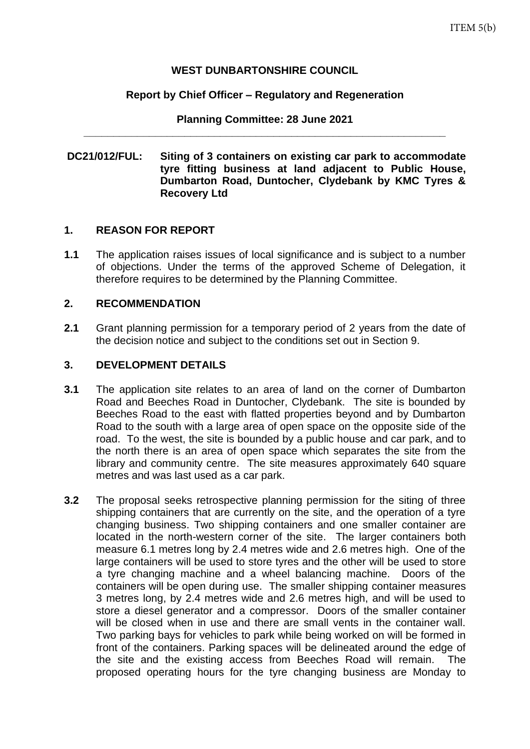ITEM 5(b)

**WEST DUNBARTONSHIRE COUNCIL**

**Report by Chief Officer – Regulatory and Regeneration**

**Planning Committee: 28 June 2021**

---

**DC21/012/FUL: Siting of 3 containers on existing car park to accommodate tyre fitting business at land adjacent to Public House, Dumbarton Road, Duntocher, Clydebank by KMC Tyres & Recovery Ltd**

## 1. REASON FOR REPORT

**1.1** The application raises issues of local significance and is subject to a number of objections. Under the terms of the approved Scheme of Delegation, it therefore requires to be determined by the Planning Committee.

## 2. RECOMMENDATION

**2.1** Grant planning permission for a temporary period of 2 years from the date of the decision notice and subject to the conditions set out in Section 9.

## 3. DEVELOPMENT DETAILS

**3.1** The application site relates to an area of land on the corner of Dumbarton Road and Beeches Road in Duntocher, Clydebank. The site is bounded by Beeches Road to the east with flatted properties beyond and by Dumbarton Road to the south with a large area of open space on the opposite side of the road. To the west, the site is bounded by a public house and car park, and to the north there is an area of open space which separates the site from the library and community centre. The site measures approximately 640 square metres and was last used as a car park.

**3.2** The proposal seeks retrospective planning permission for the siting of three shipping containers that are currently on the site, and the operation of a tyre changing business. Two shipping containers and one smaller container are located in the north-western corner of the site. The larger containers both measure 6.1 metres long by 2.4 metres wide and 2.6 metres high. One of the large containers will be used to store tyres and the other will be used to store a tyre changing machine and a wheel balancing machine. Doors of the containers will be open during use. The smaller shipping container measures 3 metres long, by 2.4 metres wide and 2.6 metres high, and will be used to store a diesel generator and a compressor. Doors of the smaller container will be closed when in use and there are small vents in the container wall. Two parking bays for vehicles to park while being worked on will be formed in front of the containers. Parking spaces will be delineated around the edge of the site and the existing access from Beeches Road will remain. The proposed operating hours for the tyre changing business are Monday to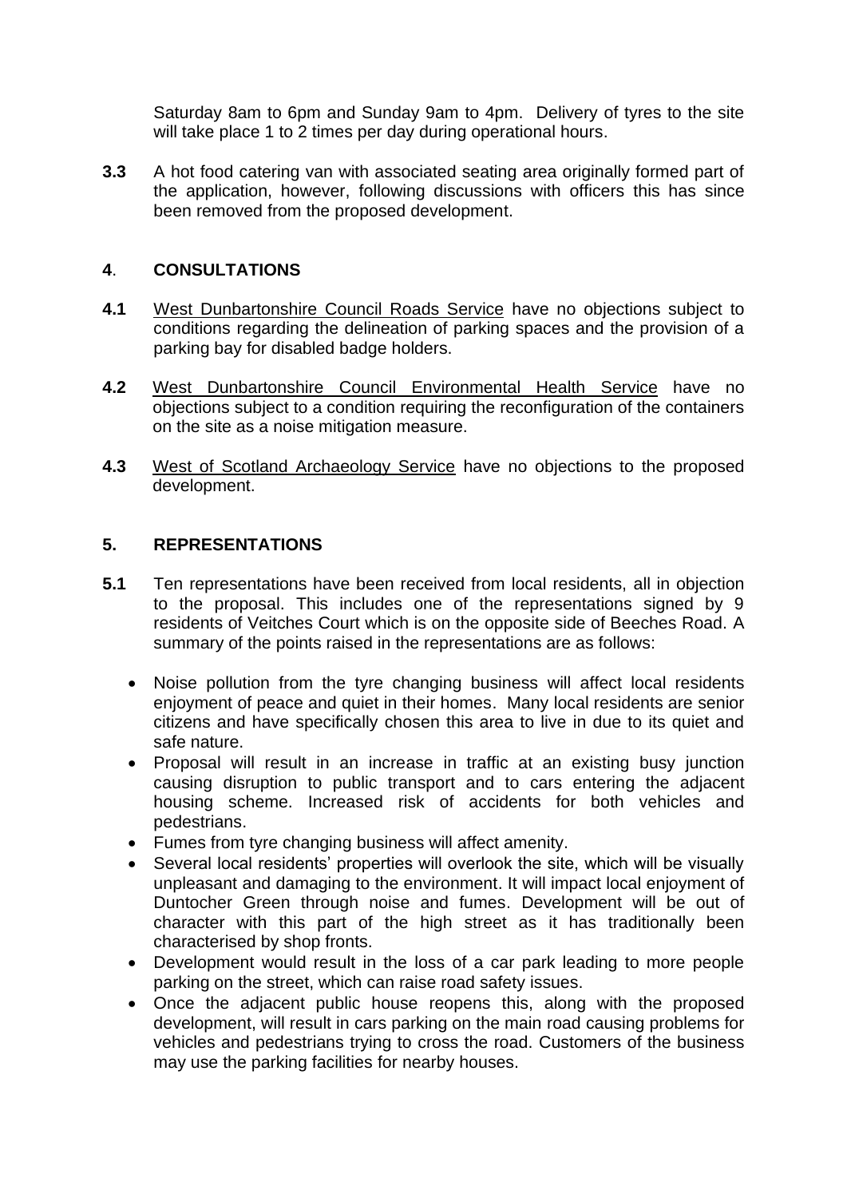Saturday 8am to 6pm and Sunday 9am to 4pm. Delivery of tyres to the site will take place 1 to 2 times per day during operational hours.

**3.3** A hot food catering van with associated seating area originally formed part of the application, however, following discussions with officers this has since been removed from the proposed development.

## 4. CONSULTATIONS

**4.1** West Dunbartonshire Council Roads Service have no objections subject to conditions regarding the delineation of parking spaces and the provision of a parking bay for disabled badge holders.

**4.2** West Dunbartonshire Council Environmental Health Service have no objections subject to a condition requiring the reconfiguration of the containers on the site as a noise mitigation measure.

**4.3** West of Scotland Archaeology Service have no objections to the proposed development.

## 5. REPRESENTATIONS

**5.1** Ten representations have been received from local residents, all in objection to the proposal. This includes one of the representations signed by 9 residents of Veitches Court which is on the opposite side of Beeches Road. A summary of the points raised in the representations are as follows:

- Noise pollution from the tyre changing business will affect local residents enjoyment of peace and quiet in their homes. Many local residents are senior citizens and have specifically chosen this area to live in due to its quiet and safe nature.
- Proposal will result in an increase in traffic at an existing busy junction causing disruption to public transport and to cars entering the adjacent housing scheme. Increased risk of accidents for both vehicles and pedestrians.
- Fumes from tyre changing business will affect amenity.
- Several local residents' properties will overlook the site, which will be visually unpleasant and damaging to the environment. It will impact local enjoyment of Duntocher Green through noise and fumes. Development will be out of character with this part of the high street as it has traditionally been characterised by shop fronts.
- Development would result in the loss of a car park leading to more people parking on the street, which can raise road safety issues.
- Once the adjacent public house reopens this, along with the proposed development, will result in cars parking on the main road causing problems for vehicles and pedestrians trying to cross the road. Customers of the business may use the parking facilities for nearby houses.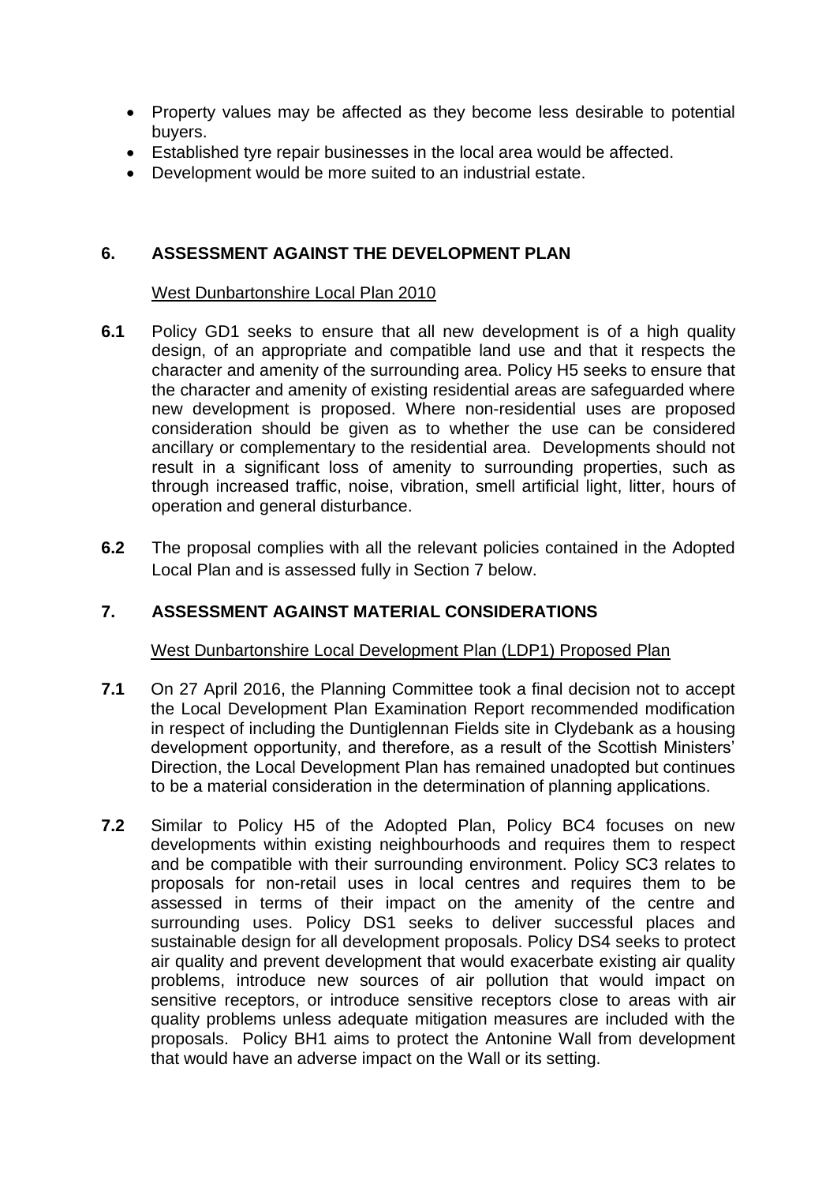- Property values may be affected as they become less desirable to potential buyers.
- Established tyre repair businesses in the local area would be affected.
- Development would be more suited to an industrial estate.

## 6. ASSESSMENT AGAINST THE DEVELOPMENT PLAN

West Dunbartonshire Local Plan 2010

**6.1** Policy GD1 seeks to ensure that all new development is of a high quality design, of an appropriate and compatible land use and that it respects the character and amenity of the surrounding area. Policy H5 seeks to ensure that the character and amenity of existing residential areas are safeguarded where new development is proposed. Where non-residential uses are proposed consideration should be given as to whether the use can be considered ancillary or complementary to the residential area. Developments should not result in a significant loss of amenity to surrounding properties, such as through increased traffic, noise, vibration, smell artificial light, litter, hours of operation and general disturbance.

**6.2** The proposal complies with all the relevant policies contained in the Adopted Local Plan and is assessed fully in Section 7 below.

## 7. ASSESSMENT AGAINST MATERIAL CONSIDERATIONS

West Dunbartonshire Local Development Plan (LDP1) Proposed Plan

**7.1** On 27 April 2016, the Planning Committee took a final decision not to accept the Local Development Plan Examination Report recommended modification in respect of including the Duntiglennan Fields site in Clydebank as a housing development opportunity, and therefore, as a result of the Scottish Ministers' Direction, the Local Development Plan has remained unadopted but continues to be a material consideration in the determination of planning applications.

**7.2** Similar to Policy H5 of the Adopted Plan, Policy BC4 focuses on new developments within existing neighbourhoods and requires them to respect and be compatible with their surrounding environment. Policy SC3 relates to proposals for non-retail uses in local centres and requires them to be assessed in terms of their impact on the amenity of the centre and surrounding uses. Policy DS1 seeks to deliver successful places and sustainable design for all development proposals. Policy DS4 seeks to protect air quality and prevent development that would exacerbate existing air quality problems, introduce new sources of air pollution that would impact on sensitive receptors, or introduce sensitive receptors close to areas with air quality problems unless adequate mitigation measures are included with the proposals. Policy BH1 aims to protect the Antonine Wall from development that would have an adverse impact on the Wall or its setting.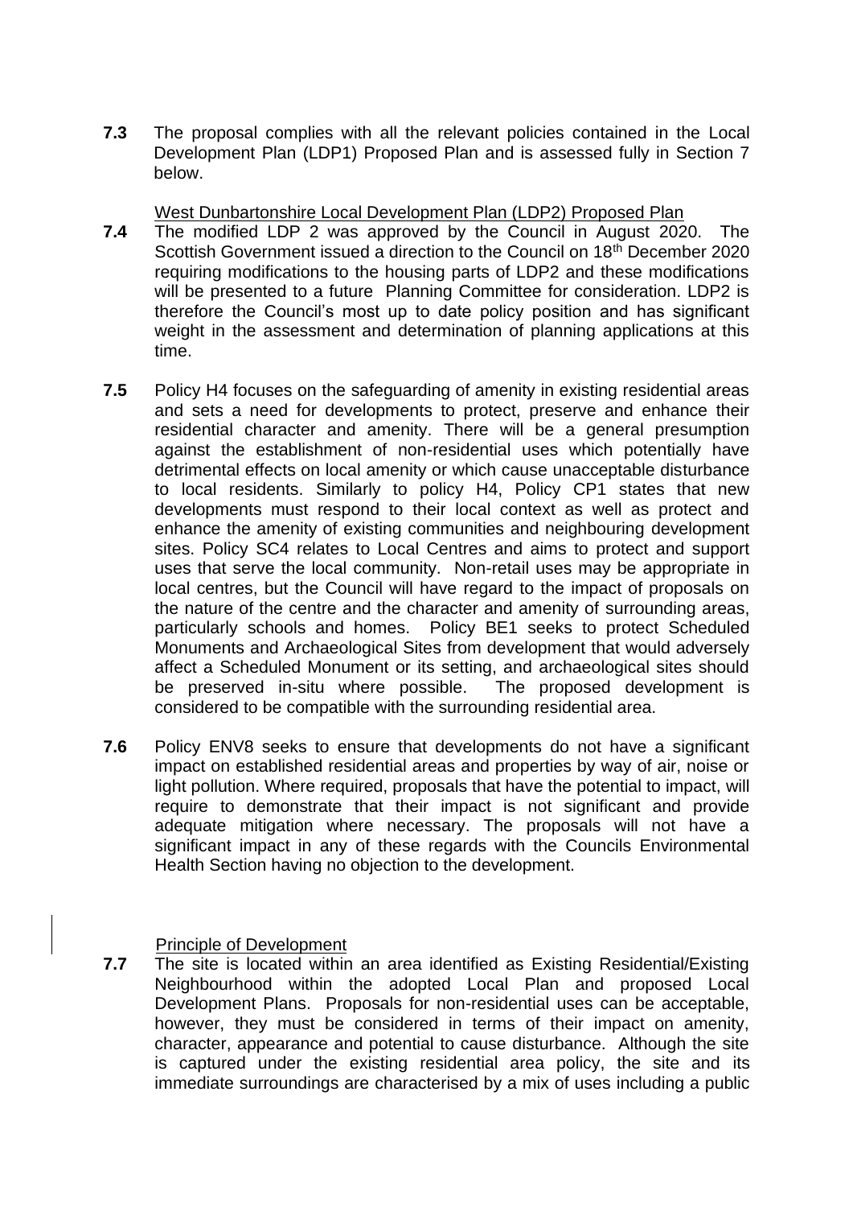**7.3** The proposal complies with all the relevant policies contained in the Local Development Plan (LDP1) Proposed Plan and is assessed fully in Section 7 below.

West Dunbartonshire Local Development Plan (LDP2) Proposed Plan

**7.4** The modified LDP 2 was approved by the Council in August 2020. The Scottish Government issued a direction to the Council on 18th December 2020 requiring modifications to the housing parts of LDP2 and these modifications will be presented to a future Planning Committee for consideration. LDP2 is therefore the Council's most up to date policy position and has significant weight in the assessment and determination of planning applications at this time.

**7.5** Policy H4 focuses on the safeguarding of amenity in existing residential areas and sets a need for developments to protect, preserve and enhance their residential character and amenity. There will be a general presumption against the establishment of non-residential uses which potentially have detrimental effects on local amenity or which cause unacceptable disturbance to local residents. Similarly to policy H4, Policy CP1 states that new developments must respond to their local context as well as protect and enhance the amenity of existing communities and neighbouring development sites. Policy SC4 relates to Local Centres and aims to protect and support uses that serve the local community. Non-retail uses may be appropriate in local centres, but the Council will have regard to the impact of proposals on the nature of the centre and the character and amenity of surrounding areas, particularly schools and homes. Policy BE1 seeks to protect Scheduled Monuments and Archaeological Sites from development that would adversely affect a Scheduled Monument or its setting, and archaeological sites should be preserved in-situ where possible. The proposed development is considered to be compatible with the surrounding residential area.

**7.6** Policy ENV8 seeks to ensure that developments do not have a significant impact on established residential areas and properties by way of air, noise or light pollution. Where required, proposals that have the potential to impact, will require to demonstrate that their impact is not significant and provide adequate mitigation where necessary. The proposals will not have a significant impact in any of these regards with the Councils Environmental Health Section having no objection to the development.

Principle of Development

**7.7** The site is located within an area identified as Existing Residential/Existing Neighbourhood within the adopted Local Plan and proposed Local Development Plans. Proposals for non-residential uses can be acceptable, however, they must be considered in terms of their impact on amenity, character, appearance and potential to cause disturbance. Although the site is captured under the existing residential area policy, the site and its immediate surroundings are characterised by a mix of uses including a public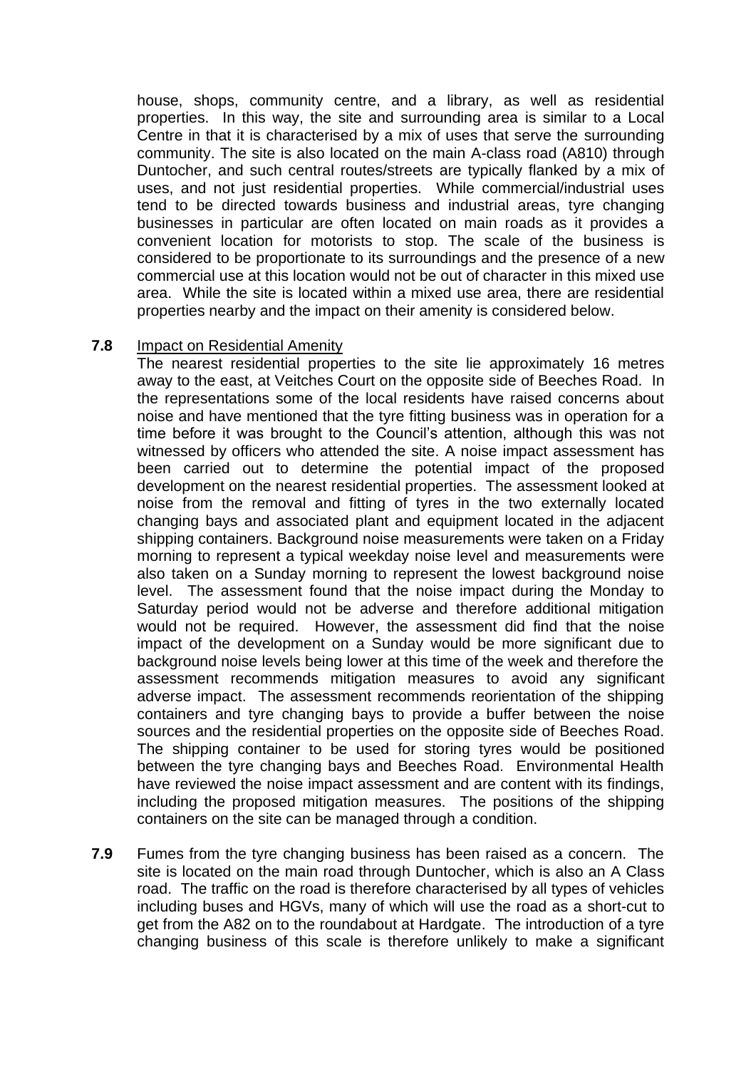house, shops, community centre, and a library, as well as residential properties. In this way, the site and surrounding area is similar to a Local Centre in that it is characterised by a mix of uses that serve the surrounding community. The site is also located on the main A-class road (A810) through Duntocher, and such central routes/streets are typically flanked by a mix of uses, and not just residential properties. While commercial/industrial uses tend to be directed towards business and industrial areas, tyre changing businesses in particular are often located on main roads as it provides a convenient location for motorists to stop. The scale of the business is considered to be proportionate to its surroundings and the presence of a new commercial use at this location would not be out of character in this mixed use area. While the site is located within a mixed use area, there are residential properties nearby and the impact on their amenity is considered below.

**7.8** Impact on Residential Amenity

The nearest residential properties to the site lie approximately 16 metres away to the east, at Veitches Court on the opposite side of Beeches Road. In the representations some of the local residents have raised concerns about noise and have mentioned that the tyre fitting business was in operation for a time before it was brought to the Council's attention, although this was not witnessed by officers who attended the site. A noise impact assessment has been carried out to determine the potential impact of the proposed development on the nearest residential properties. The assessment looked at noise from the removal and fitting of tyres in the two externally located changing bays and associated plant and equipment located in the adjacent shipping containers. Background noise measurements were taken on a Friday morning to represent a typical weekday noise level and measurements were also taken on a Sunday morning to represent the lowest background noise level. The assessment found that the noise impact during the Monday to Saturday period would not be adverse and therefore additional mitigation would not be required. However, the assessment did find that the noise impact of the development on a Sunday would be more significant due to background noise levels being lower at this time of the week and therefore the assessment recommends mitigation measures to avoid any significant adverse impact. The assessment recommends reorientation of the shipping containers and tyre changing bays to provide a buffer between the noise sources and the residential properties on the opposite side of Beeches Road. The shipping container to be used for storing tyres would be positioned between the tyre changing bays and Beeches Road. Environmental Health have reviewed the noise impact assessment and are content with its findings, including the proposed mitigation measures. The positions of the shipping containers on the site can be managed through a condition.

**7.9** Fumes from the tyre changing business has been raised as a concern. The site is located on the main road through Duntocher, which is also an A Class road. The traffic on the road is therefore characterised by all types of vehicles including buses and HGVs, many of which will use the road as a short-cut to get from the A82 on to the roundabout at Hardgate. The introduction of a tyre changing business of this scale is therefore unlikely to make a significant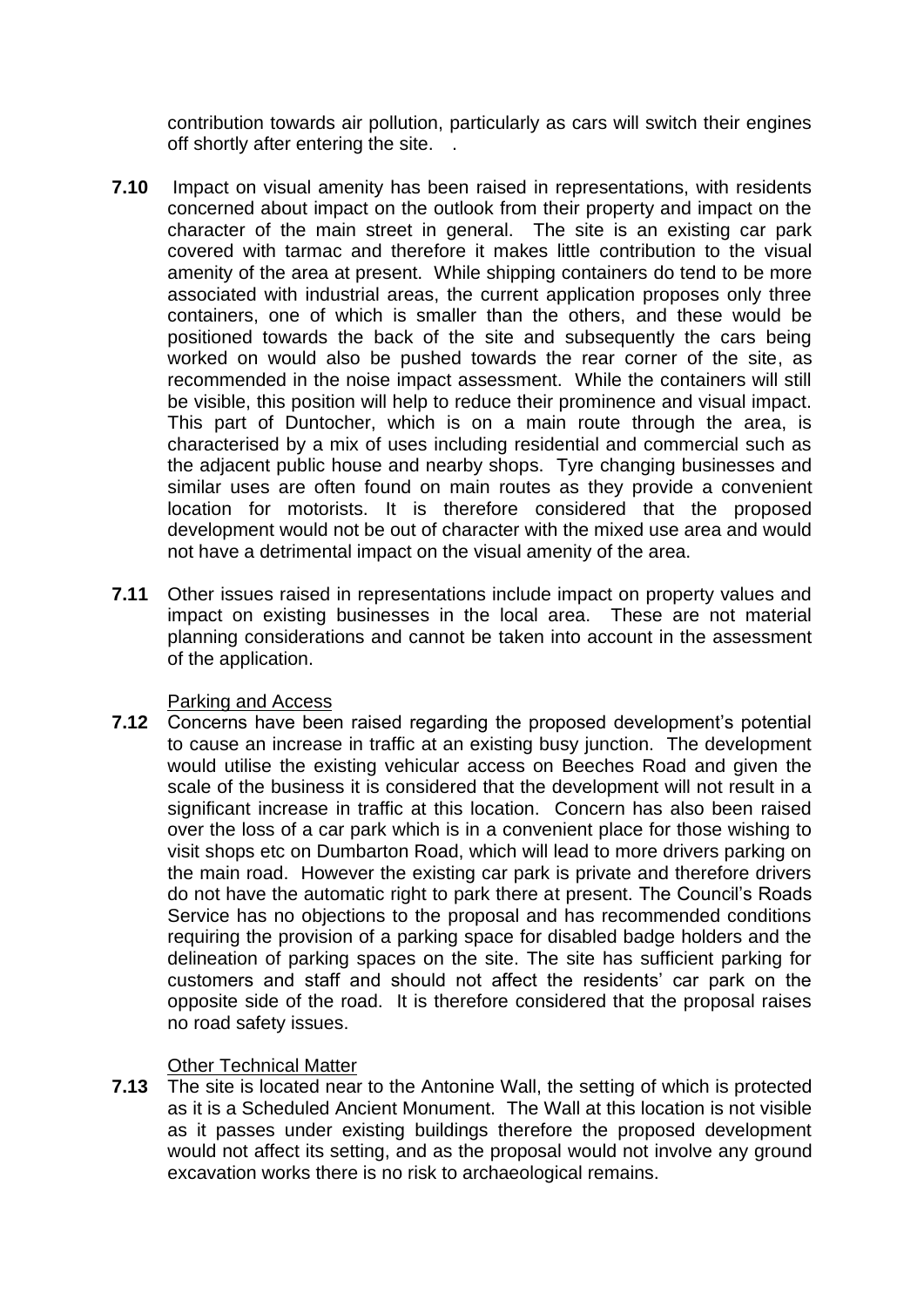contribution towards air pollution, particularly as cars will switch their engines off shortly after entering the site. .

**7.10** Impact on visual amenity has been raised in representations, with residents concerned about impact on the outlook from their property and impact on the character of the main street in general. The site is an existing car park covered with tarmac and therefore it makes little contribution to the visual amenity of the area at present. While shipping containers do tend to be more associated with industrial areas, the current application proposes only three containers, one of which is smaller than the others, and these would be positioned towards the back of the site and subsequently the cars being worked on would also be pushed towards the rear corner of the site, as recommended in the noise impact assessment. While the containers will still be visible, this position will help to reduce their prominence and visual impact. This part of Duntocher, which is on a main route through the area, is characterised by a mix of uses including residential and commercial such as the adjacent public house and nearby shops. Tyre changing businesses and similar uses are often found on main routes as they provide a convenient location for motorists. It is therefore considered that the proposed development would not be out of character with the mixed use area and would not have a detrimental impact on the visual amenity of the area.

**7.11** Other issues raised in representations include impact on property values and impact on existing businesses in the local area. These are not material planning considerations and cannot be taken into account in the assessment of the application.

Parking and Access

**7.12** Concerns have been raised regarding the proposed development's potential to cause an increase in traffic at an existing busy junction. The development would utilise the existing vehicular access on Beeches Road and given the scale of the business it is considered that the development will not result in a significant increase in traffic at this location. Concern has also been raised over the loss of a car park which is in a convenient place for those wishing to visit shops etc on Dumbarton Road, which will lead to more drivers parking on the main road. However the existing car park is private and therefore drivers do not have the automatic right to park there at present. The Council's Roads Service has no objections to the proposal and has recommended conditions requiring the provision of a parking space for disabled badge holders and the delineation of parking spaces on the site. The site has sufficient parking for customers and staff and should not affect the residents' car park on the opposite side of the road. It is therefore considered that the proposal raises no road safety issues.

Other Technical Matter

**7.13** The site is located near to the Antonine Wall, the setting of which is protected as it is a Scheduled Ancient Monument. The Wall at this location is not visible as it passes under existing buildings therefore the proposed development would not affect its setting, and as the proposal would not involve any ground excavation works there is no risk to archaeological remains.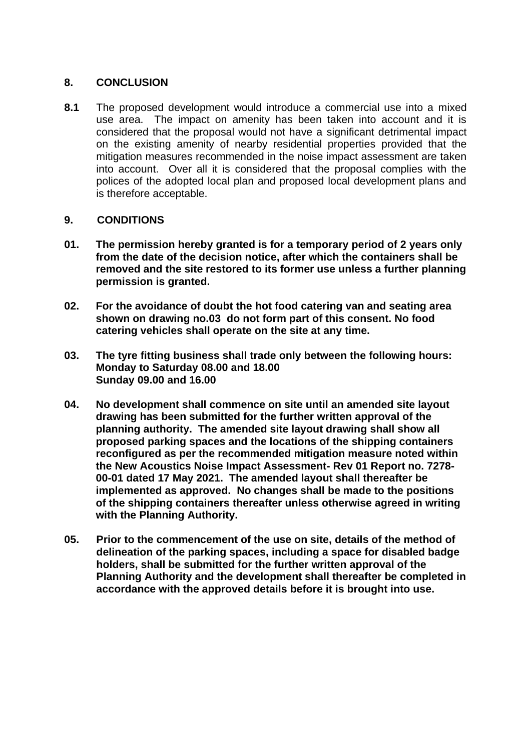## 8. CONCLUSION

**8.1** The proposed development would introduce a commercial use into a mixed use area. The impact on amenity has been taken into account and it is considered that the proposal would not have a significant detrimental impact on the existing amenity of nearby residential properties provided that the mitigation measures recommended in the noise impact assessment are taken into account. Over all it is considered that the proposal complies with the polices of the adopted local plan and proposed local development plans and is therefore acceptable.

## 9. CONDITIONS

**01. The permission hereby granted is for a temporary period of 2 years only from the date of the decision notice, after which the containers shall be removed and the site restored to its former use unless a further planning permission is granted.**

**02. For the avoidance of doubt the hot food catering van and seating area shown on drawing no.03 do not form part of this consent. No food catering vehicles shall operate on the site at any time.**

**03. The tyre fitting business shall trade only between the following hours:**
**Monday to Saturday 08.00 and 18.00**
**Sunday 09.00 and 16.00**

**04. No development shall commence on site until an amended site layout drawing has been submitted for the further written approval of the planning authority. The amended site layout drawing shall show all proposed parking spaces and the locations of the shipping containers reconfigured as per the recommended mitigation measure noted within the New Acoustics Noise Impact Assessment- Rev 01 Report no. 7278-00-01 dated 17 May 2021. The amended layout shall thereafter be implemented as approved. No changes shall be made to the positions of the shipping containers thereafter unless otherwise agreed in writing with the Planning Authority.**

**05. Prior to the commencement of the use on site, details of the method of delineation of the parking spaces, including a space for disabled badge holders, shall be submitted for the further written approval of the Planning Authority and the development shall thereafter be completed in accordance with the approved details before it is brought into use.**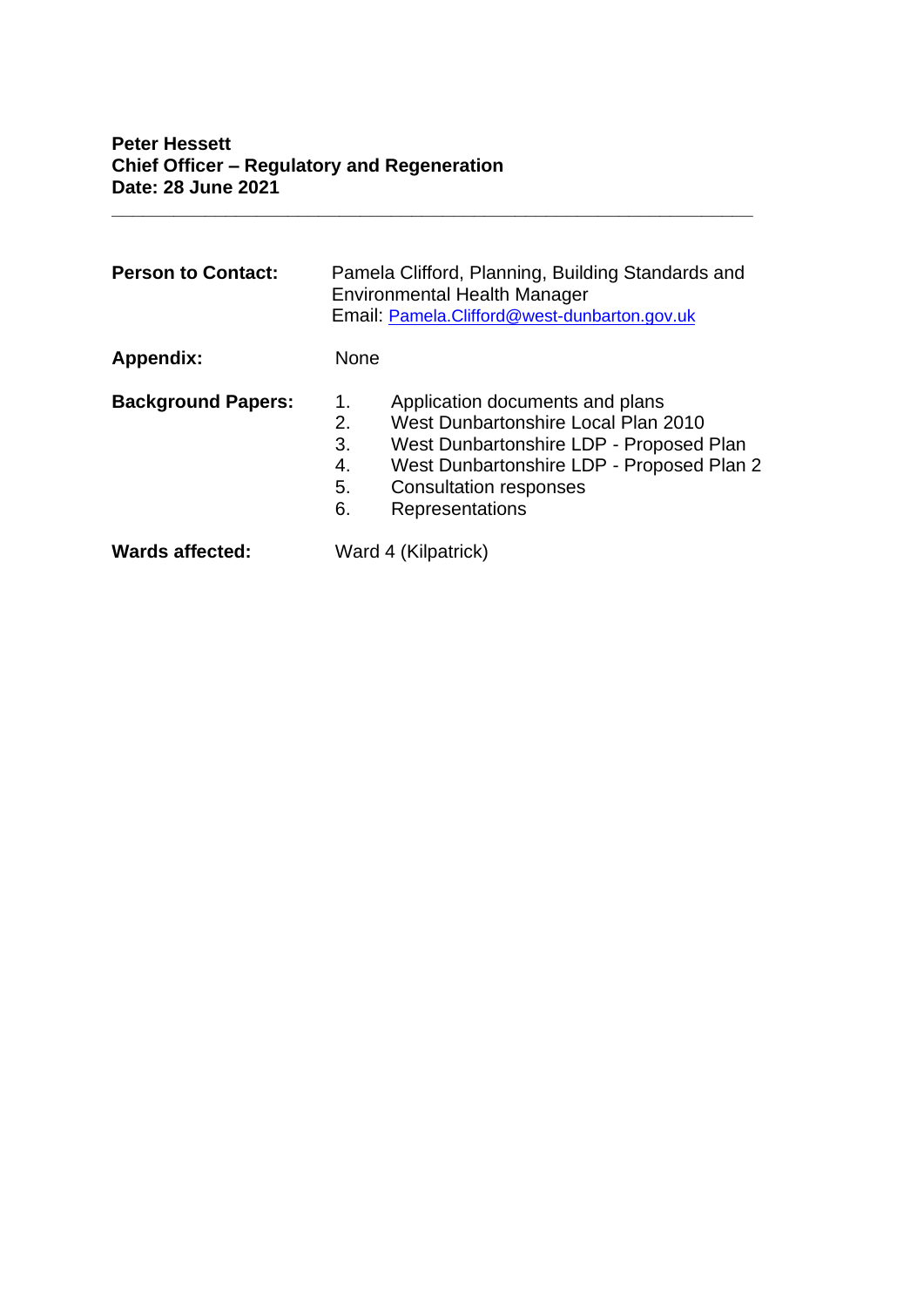**Peter Hessett**
**Chief Officer – Regulatory and Regeneration**
**Date: 28 June 2021**

---

| | |
|---|---|
| **Person to Contact:** | Pamela Clifford, Planning, Building Standards and Environmental Health Manager<br>Email: Pamela.Clifford@west-dunbarton.gov.uk |
| **Appendix:** | None |
| **Background Papers:** | 1. Application documents and plans<br>2. West Dunbartonshire Local Plan 2010<br>3. West Dunbartonshire LDP - Proposed Plan<br>4. West Dunbartonshire LDP - Proposed Plan 2<br>5. Consultation responses<br>6. Representations |
| **Wards affected:** | Ward 4 (Kilpatrick) |